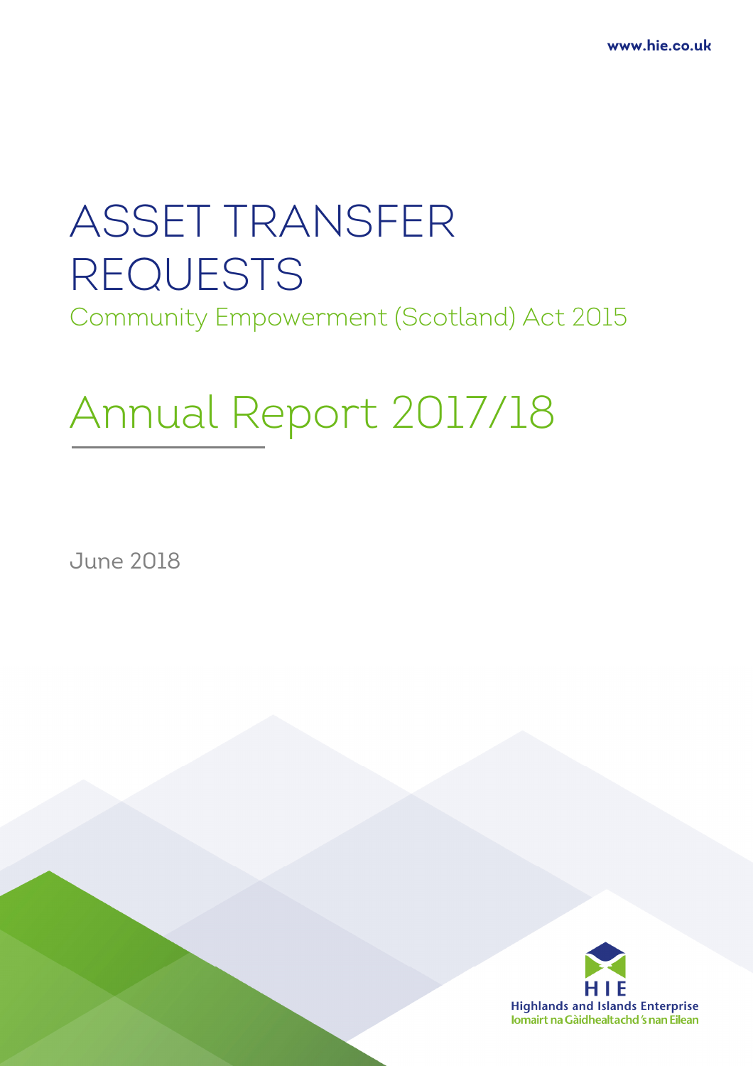www.hie.co.uk

# ASSET TRANSFER REQUESTS

## Community Empowerment (Scotland) Act 2015

# Annual Report 2017/18

June 2018

HIE
Highlands and Islands Enterprise
Iomairt na Gàidhealtachd 's nan Eilean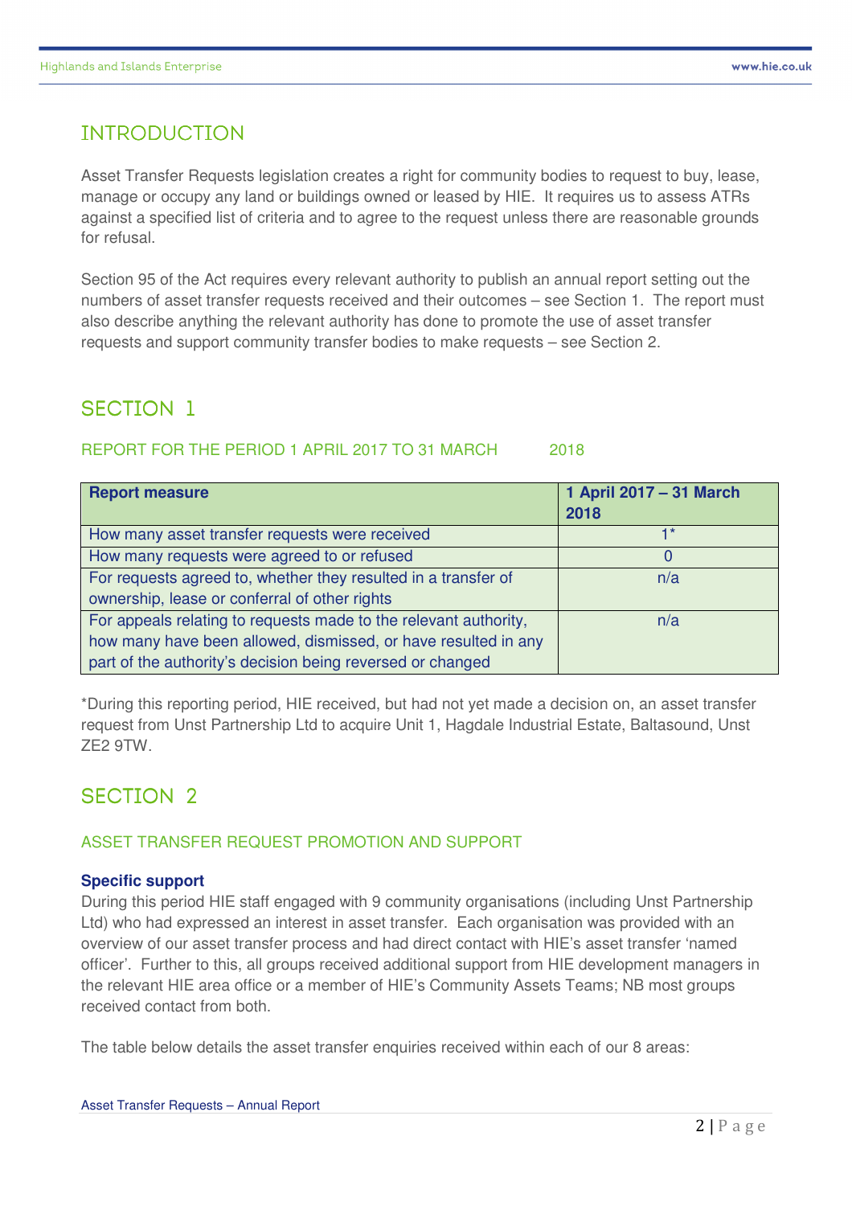## INTRODUCTION

Asset Transfer Requests legislation creates a right for community bodies to request to buy, lease, manage or occupy any land or buildings owned or leased by HIE. It requires us to assess ATRs against a specified list of criteria and to agree to the request unless there are reasonable grounds for refusal.

Section 95 of the Act requires every relevant authority to publish an annual report setting out the numbers of asset transfer requests received and their outcomes – see Section 1. The report must also describe anything the relevant authority has done to promote the use of asset transfer requests and support community transfer bodies to make requests – see Section 2.

## SECTION 1

### REPORT FOR THE PERIOD 1 APRIL 2017 TO 31 MARCH 2018

| Report measure | 1 April 2017 – 31 March 2018 |
|---|---|
| How many asset transfer requests were received | 1* |
| How many requests were agreed to or refused | 0 |
| For requests agreed to, whether they resulted in a transfer of ownership, lease or conferral of other rights | n/a |
| For appeals relating to requests made to the relevant authority, how many have been allowed, dismissed, or have resulted in any part of the authority's decision being reversed or changed | n/a |

*During this reporting period, HIE received, but had not yet made a decision on, an asset transfer request from Unst Partnership Ltd to acquire Unit 1, Hagdale Industrial Estate, Baltasound, Unst ZE2 9TW.

## SECTION 2

### ASSET TRANSFER REQUEST PROMOTION AND SUPPORT

**Specific support**

During this period HIE staff engaged with 9 community organisations (including Unst Partnership Ltd) who had expressed an interest in asset transfer. Each organisation was provided with an overview of our asset transfer process and had direct contact with HIE's asset transfer 'named officer'. Further to this, all groups received additional support from HIE development managers in the relevant HIE area office or a member of HIE's Community Assets Teams; NB most groups received contact from both.

The table below details the asset transfer enquiries received within each of our 8 areas: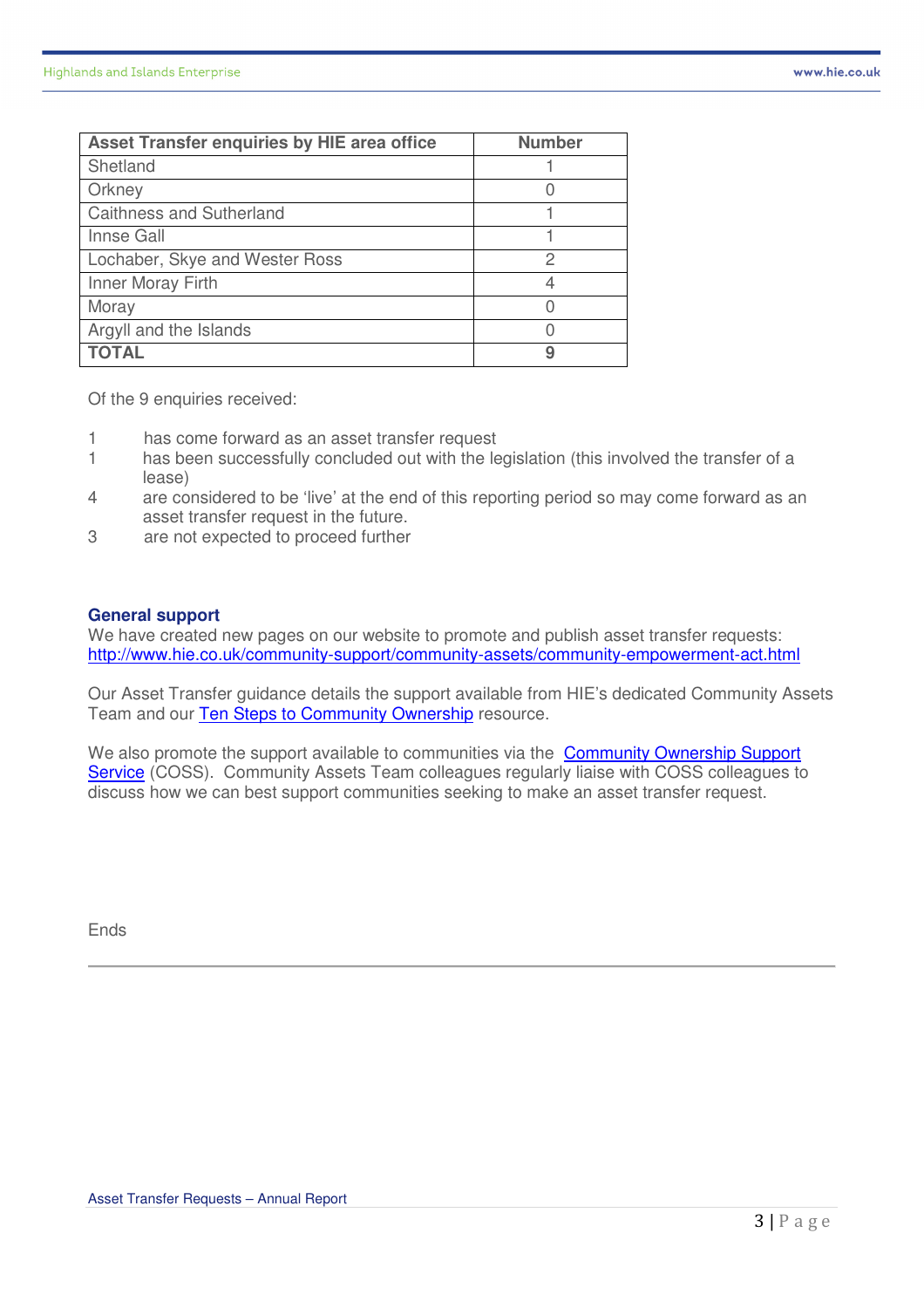| Asset Transfer enquiries by HIE area office | Number |
|---|---|
| Shetland | 1 |
| Orkney | 0 |
| Caithness and Sutherland | 1 |
| Innse Gall | 1 |
| Lochaber, Skye and Wester Ross | 2 |
| Inner Moray Firth | 4 |
| Moray | 0 |
| Argyll and the Islands | 0 |
| **TOTAL** | **9** |

Of the 9 enquiries received:

1 has come forward as an asset transfer request
1 has been successfully concluded out with the legislation (this involved the transfer of a lease)
4 are considered to be 'live' at the end of this reporting period so may come forward as an asset transfer request in the future.
3 are not expected to proceed further

### General support

We have created new pages on our website to promote and publish asset transfer requests: [http://www.hie.co.uk/community-support/community-assets/community-empowerment-act.html](http://www.hie.co.uk/community-support/community-assets/community-empowerment-act.html)

Our Asset Transfer guidance details the support available from HIE's dedicated Community Assets Team and our Ten Steps to Community Ownership resource.

We also promote the support available to communities via the Community Ownership Support Service (COSS). Community Assets Team colleagues regularly liaise with COSS colleagues to discuss how we can best support communities seeking to make an asset transfer request.

Ends